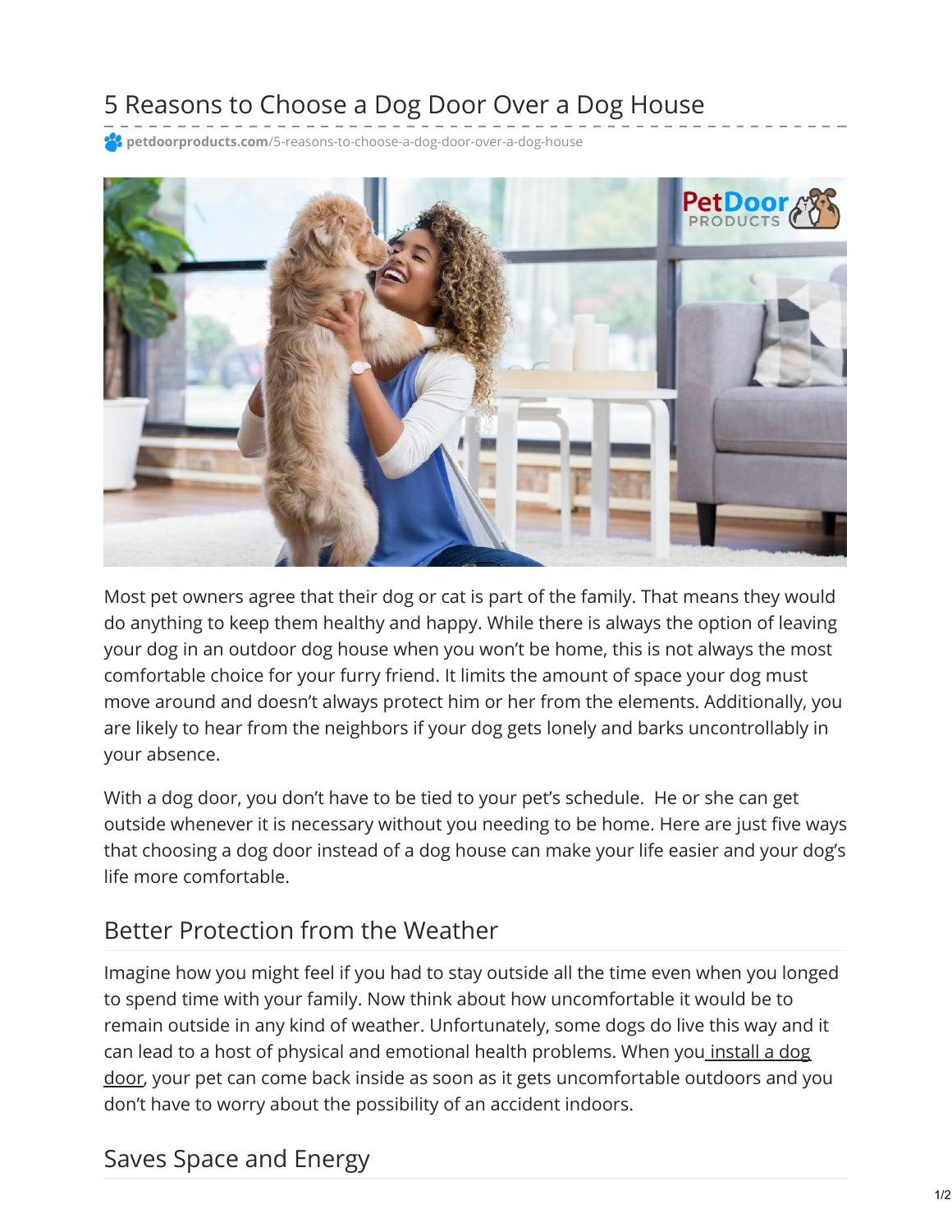# 5 Reasons to Choose a Dog Door Over a Dog House

petdoorproducts.com/5-reasons-to-choose-a-dog-door-over-a-dog-house

Most pet owners agree that their dog or cat is part of the family. That means they would do anything to keep them healthy and happy. While there is always the option of leaving your dog in an outdoor dog house when you won't be home, this is not always the most comfortable choice for your furry friend. It limits the amount of space your dog must move around and doesn't always protect him or her from the elements. Additionally, you are likely to hear from the neighbors if your dog gets lonely and barks uncontrollably in your absence.

With a dog door, you don't have to be tied to your pet's schedule. He or she can get outside whenever it is necessary without you needing to be home. Here are just five ways that choosing a dog door instead of a dog house can make your life easier and your dog's life more comfortable.

## Better Protection from the Weather

Imagine how you might feel if you had to stay outside all the time even when you longed to spend time with your family. Now think about how uncomfortable it would be to remain outside in any kind of weather. Unfortunately, some dogs do live this way and it can lead to a host of physical and emotional health problems. When you install a dog door, your pet can come back inside as soon as it gets uncomfortable outdoors and you don't have to worry about the possibility of an accident indoors.

## Saves Space and Energy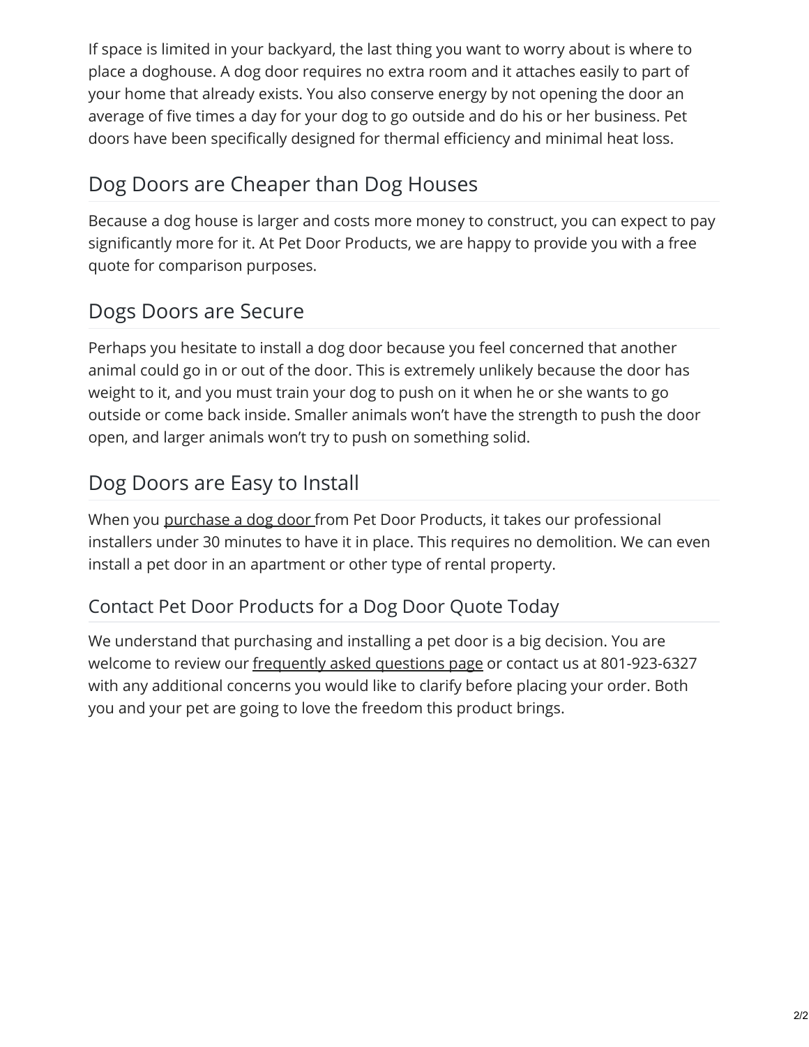If space is limited in your backyard, the last thing you want to worry about is where to place a doghouse. A dog door requires no extra room and it attaches easily to part of your home that already exists. You also conserve energy by not opening the door an average of five times a day for your dog to go outside and do his or her business. Pet doors have been specifically designed for thermal efficiency and minimal heat loss.

## Dog Doors are Cheaper than Dog Houses

Because a dog house is larger and costs more money to construct, you can expect to pay significantly more for it. At Pet Door Products, we are happy to provide you with a free quote for comparison purposes.

## Dogs Doors are Secure

Perhaps you hesitate to install a dog door because you feel concerned that another animal could go in or out of the door. This is extremely unlikely because the door has weight to it, and you must train your dog to push on it when he or she wants to go outside or come back inside. Smaller animals won't have the strength to push the door open, and larger animals won't try to push on something solid.

## Dog Doors are Easy to Install

When you purchase a dog door from Pet Door Products, it takes our professional installers under 30 minutes to have it in place. This requires no demolition. We can even install a pet door in an apartment or other type of rental property.

### Contact Pet Door Products for a Dog Door Quote Today

We understand that purchasing and installing a pet door is a big decision. You are welcome to review our frequently asked questions page or contact us at 801-923-6327 with any additional concerns you would like to clarify before placing your order. Both you and your pet are going to love the freedom this product brings.